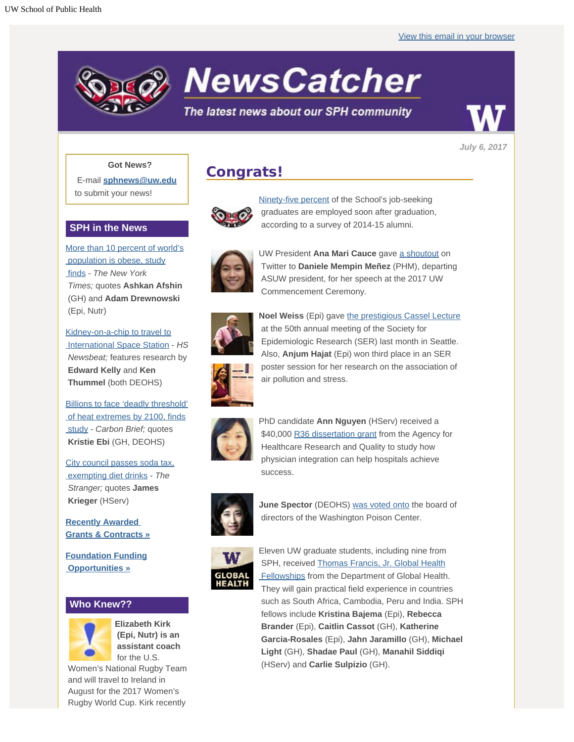UW School of Public Health

View this email in your browser

# NewsCatcher

*The latest news about our SPH community*

*July 6, 2017*

**Got News?**

E-mail **sphnews@uw.edu** to submit your news!

## SPH in the News

More than 10 percent of world's population is obese, study finds - *The New York Times;* quotes **Ashkan Afshin** (GH) and **Adam Drewnowski** (Epi, Nutr)

Kidney-on-a-chip to travel to International Space Station - *HS Newsbeat;* features research by **Edward Kelly** and **Ken Thummel** (both DEOHS)

Billions to face 'deadly threshold' of heat extremes by 2100, finds study - *Carbon Brief;* quotes **Kristie Ebi** (GH, DEOHS)

City council passes soda tax, exempting diet drinks - *The Stranger;* quotes **James Krieger** (HServ)

**Recently Awarded Grants & Contracts »**

**Foundation Funding Opportunities »**

## Who Knew??

**Elizabeth Kirk (Epi, Nutr) is an assistant coach** for the U.S. Women's National Rugby Team and will travel to Ireland in August for the 2017 Women's Rugby World Cup. Kirk recently

## Congrats!

Ninety-five percent of the School's job-seeking graduates are employed soon after graduation, according to a survey of 2014-15 alumni.

UW President **Ana Mari Cauce** gave a shoutout on Twitter to **Daniele Mempin Meñez** (PHM), departing ASUW president, for her speech at the 2017 UW Commencement Ceremony.

**Noel Weiss** (Epi) gave the prestigious Cassel Lecture at the 50th annual meeting of the Society for Epidemiologic Research (SER) last month in Seattle. Also, **Anjum Hajat** (Epi) won third place in an SER poster session for her research on the association of air pollution and stress.

PhD candidate **Ann Nguyen** (HServ) received a $40,000 R36 dissertation grant from the Agency for Healthcare Research and Quality to study how physician integration can help hospitals achieve success.

**June Spector** (DEOHS) was voted onto the board of directors of the Washington Poison Center.

Eleven UW graduate students, including nine from SPH, received Thomas Francis, Jr. Global Health Fellowships from the Department of Global Health. They will gain practical field experience in countries such as South Africa, Cambodia, Peru and India. SPH fellows include **Kristina Bajema** (Epi), **Rebecca Brander** (Epi), **Caitlin Cassot** (GH), **Katherine Garcia-Rosales** (Epi), **Jahn Jaramillo** (GH), **Michael Light** (GH), **Shadae Paul** (GH), **Manahil Siddiqi** (HServ) and **Carlie Sulpizio** (GH).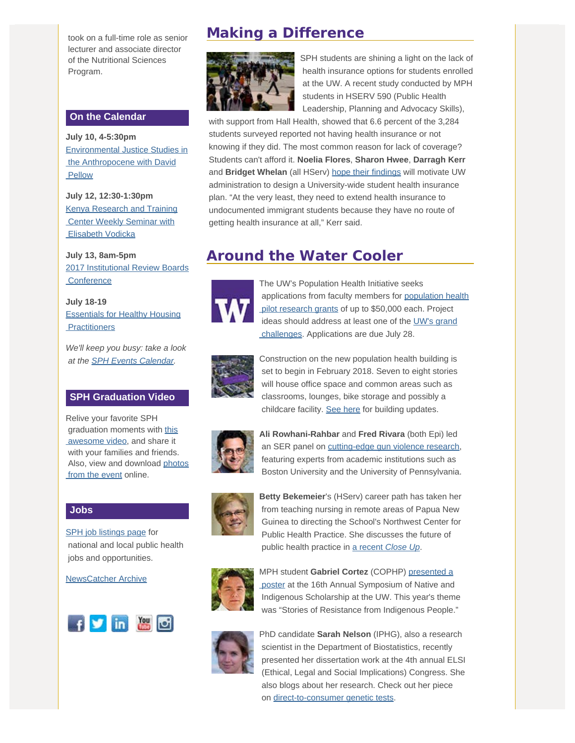took on a full-time role as senior lecturer and associate director of the Nutritional Sciences Program.

## On the Calendar

**July 10, 4-5:30pm**
Environmental Justice Studies in the Anthropocene with David Pellow

**July 12, 12:30-1:30pm**
Kenya Research and Training Center Weekly Seminar with Elisabeth Vodicka

**July 13, 8am-5pm**
2017 Institutional Review Boards Conference

**July 18-19**
Essentials for Healthy Housing Practitioners

*We'll keep you busy: take a look at the SPH Events Calendar.*

## SPH Graduation Video

Relive your favorite SPH graduation moments with this awesome video, and share it with your families and friends. Also, view and download photos from the event online.

## Jobs

SPH job listings page for national and local public health jobs and opportunities.

NewsCatcher Archive

# Making a Difference

SPH students are shining a light on the lack of health insurance options for students enrolled at the UW. A recent study conducted by MPH students in HSERV 590 (Public Health Leadership, Planning and Advocacy Skills), with support from Hall Health, showed that 6.6 percent of the 3,284 students surveyed reported not having health insurance or not knowing if they did. The most common reason for lack of coverage? Students can't afford it. **Noelia Flores**, **Sharon Hwee**, **Darragh Kerr** and **Bridget Whelan** (all HServ) hope their findings will motivate UW administration to design a University-wide student health insurance plan. "At the very least, they need to extend health insurance to undocumented immigrant students because they have no route of getting health insurance at all," Kerr said.

# Around the Water Cooler

The UW's Population Health Initiative seeks applications from faculty members for population health pilot research grants of up to $50,000 each. Project ideas should address at least one of the UW's grand challenges. Applications are due July 28.

Construction on the new population health building is set to begin in February 2018. Seven to eight stories will house office space and common areas such as classrooms, lounges, bike storage and possibly a childcare facility. See here for building updates.

**Ali Rowhani-Rahbar** and **Fred Rivara** (both Epi) led an SER panel on cutting-edge gun violence research, featuring experts from academic institutions such as Boston University and the University of Pennsylvania.

**Betty Bekemeier**'s (HServ) career path has taken her from teaching nursing in remote areas of Papua New Guinea to directing the School's Northwest Center for Public Health Practice. She discusses the future of public health practice in a recent *Close Up*.

MPH student **Gabriel Cortez** (COPHP) presented a poster at the 16th Annual Symposium of Native and Indigenous Scholarship at the UW. This year's theme was "Stories of Resistance from Indigenous People."

PhD candidate **Sarah Nelson** (IPHG), also a research scientist in the Department of Biostatistics, recently presented her dissertation work at the 4th annual ELSI (Ethical, Legal and Social Implications) Congress. She also blogs about her research. Check out her piece on direct-to-consumer genetic tests.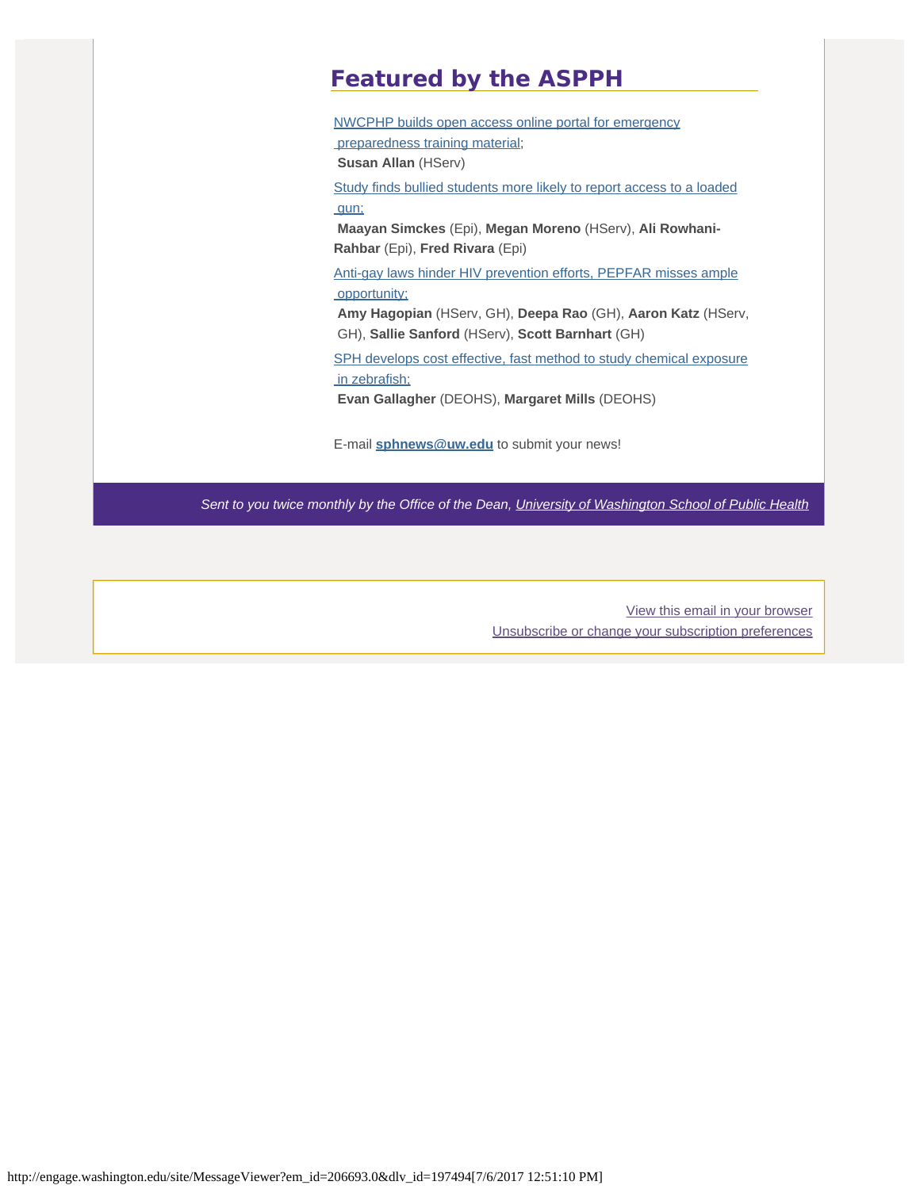## Featured by the ASPPH

NWCPHP builds open access online portal for emergency preparedness training material;
**Susan Allan** (HServ)

Study finds bullied students more likely to report access to a loaded gun;
**Maayan Simckes** (Epi), **Megan Moreno** (HServ), **Ali Rowhani-Rahbar** (Epi), **Fred Rivara** (Epi)

Anti-gay laws hinder HIV prevention efforts, PEPFAR misses ample opportunity;
**Amy Hagopian** (HServ, GH), **Deepa Rao** (GH), **Aaron Katz** (HServ, GH), **Sallie Sanford** (HServ), **Scott Barnhart** (GH)

SPH develops cost effective, fast method to study chemical exposure in zebrafish;
**Evan Gallagher** (DEOHS), **Margaret Mills** (DEOHS)

E-mail **sphnews@uw.edu** to submit your news!

*Sent to you twice monthly by the Office of the Dean, University of Washington School of Public Health*

View this email in your browser
Unsubscribe or change your subscription preferences